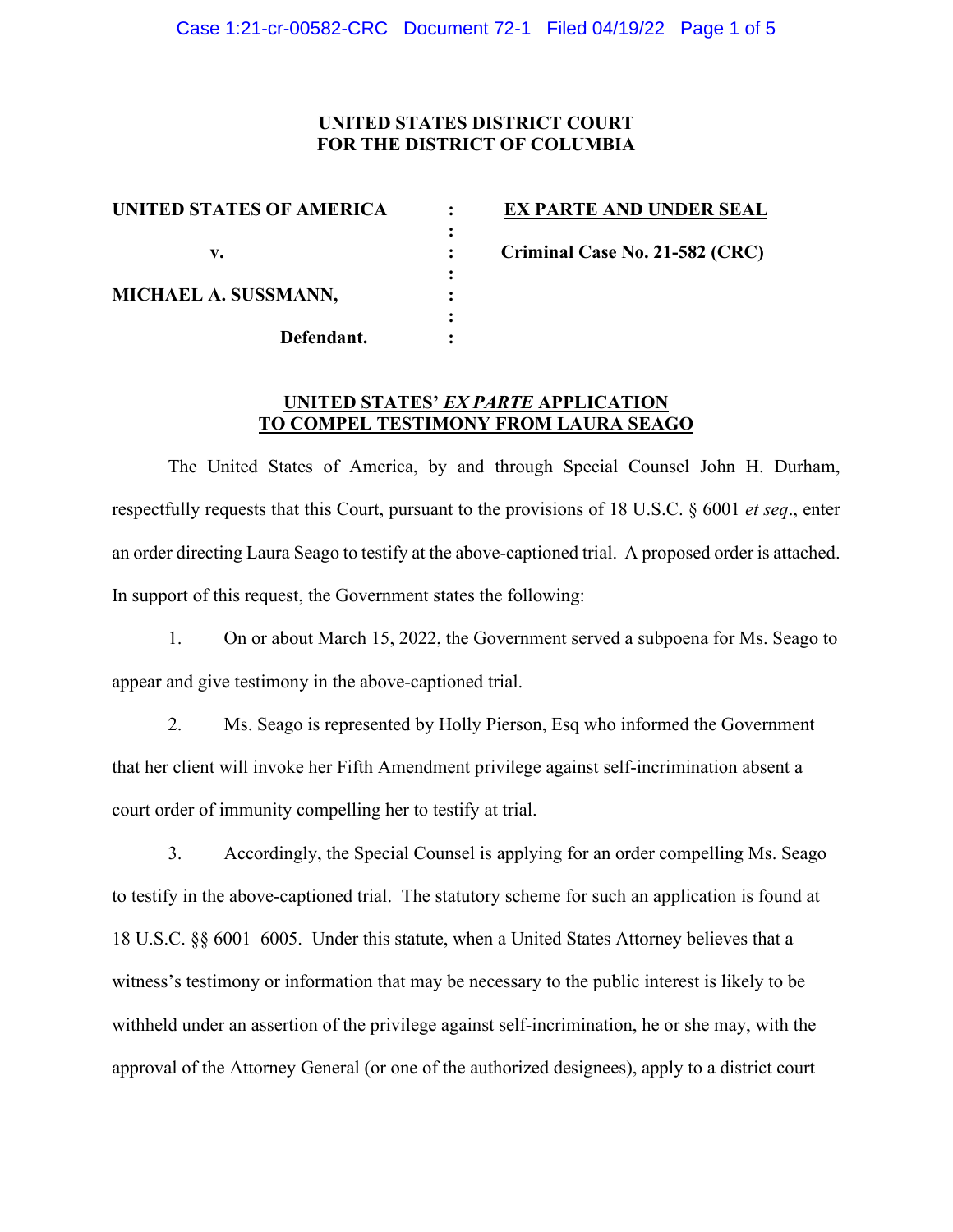**UNITED STATES DISTRICT COURT**
**FOR THE DISTRICT OF COLUMBIA**

| | | |
|---|---|---|
| **UNITED STATES OF AMERICA** | : | **<u>EX PARTE AND UNDER SEAL</u>** |
| | : | |
| **v.** | : | **Criminal Case No. 21-582 (CRC)** |
| | : | |
| **MICHAEL A. SUSSMANN,** | : | |
| | : | |
| **Defendant.** | : | |

**<u>UNITED STATES' *EX PARTE* APPLICATION</u>**
**<u>TO COMPEL TESTIMONY FROM LAURA SEAGO</u>**

The United States of America, by and through Special Counsel John H. Durham, respectfully requests that this Court, pursuant to the provisions of 18 U.S.C. § 6001 *et seq*., enter an order directing Laura Seago to testify at the above-captioned trial. A proposed order is attached. In support of this request, the Government states the following:

1. On or about March 15, 2022, the Government served a subpoena for Ms. Seago to appear and give testimony in the above-captioned trial.

2. Ms. Seago is represented by Holly Pierson, Esq who informed the Government that her client will invoke her Fifth Amendment privilege against self-incrimination absent a court order of immunity compelling her to testify at trial.

3. Accordingly, the Special Counsel is applying for an order compelling Ms. Seago to testify in the above-captioned trial. The statutory scheme for such an application is found at 18 U.S.C. §§ 6001–6005. Under this statute, when a United States Attorney believes that a witness's testimony or information that may be necessary to the public interest is likely to be withheld under an assertion of the privilege against self-incrimination, he or she may, with the approval of the Attorney General (or one of the authorized designees), apply to a district court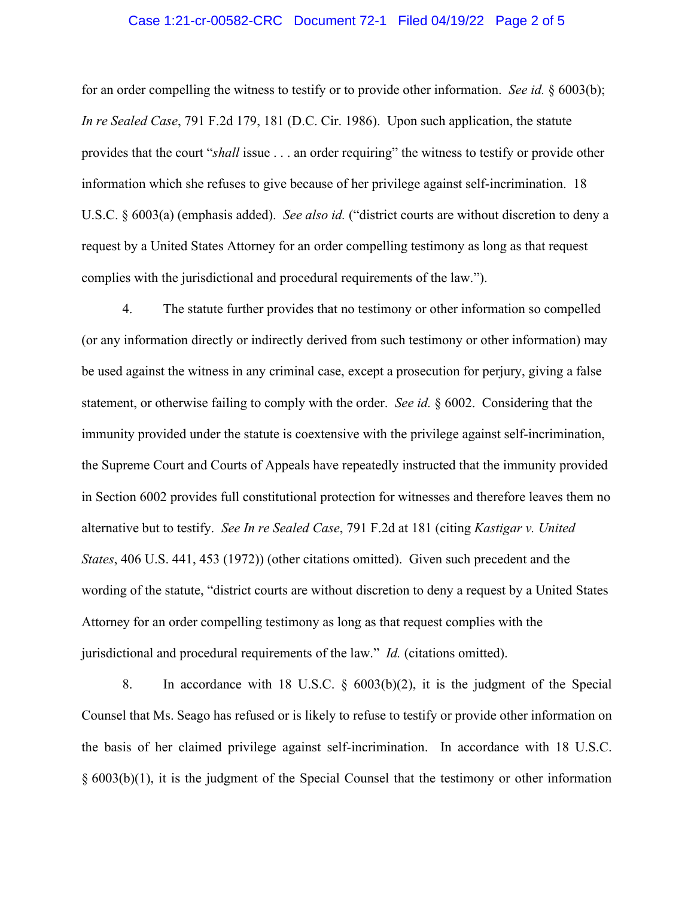for an order compelling the witness to testify or to provide other information. *See id.* § 6003(b); *In re Sealed Case*, 791 F.2d 179, 181 (D.C. Cir. 1986). Upon such application, the statute provides that the court "*shall* issue . . . an order requiring" the witness to testify or provide other information which she refuses to give because of her privilege against self-incrimination. 18 U.S.C. § 6003(a) (emphasis added). *See also id.* ("district courts are without discretion to deny a request by a United States Attorney for an order compelling testimony as long as that request complies with the jurisdictional and procedural requirements of the law.").

4. The statute further provides that no testimony or other information so compelled (or any information directly or indirectly derived from such testimony or other information) may be used against the witness in any criminal case, except a prosecution for perjury, giving a false statement, or otherwise failing to comply with the order. *See id.* § 6002. Considering that the immunity provided under the statute is coextensive with the privilege against self-incrimination, the Supreme Court and Courts of Appeals have repeatedly instructed that the immunity provided in Section 6002 provides full constitutional protection for witnesses and therefore leaves them no alternative but to testify. *See In re Sealed Case*, 791 F.2d at 181 (citing *Kastigar v. United States*, 406 U.S. 441, 453 (1972)) (other citations omitted). Given such precedent and the wording of the statute, "district courts are without discretion to deny a request by a United States Attorney for an order compelling testimony as long as that request complies with the jurisdictional and procedural requirements of the law." *Id.* (citations omitted).

8. In accordance with 18 U.S.C. § 6003(b)(2), it is the judgment of the Special Counsel that Ms. Seago has refused or is likely to refuse to testify or provide other information on the basis of her claimed privilege against self-incrimination. In accordance with 18 U.S.C. § 6003(b)(1), it is the judgment of the Special Counsel that the testimony or other information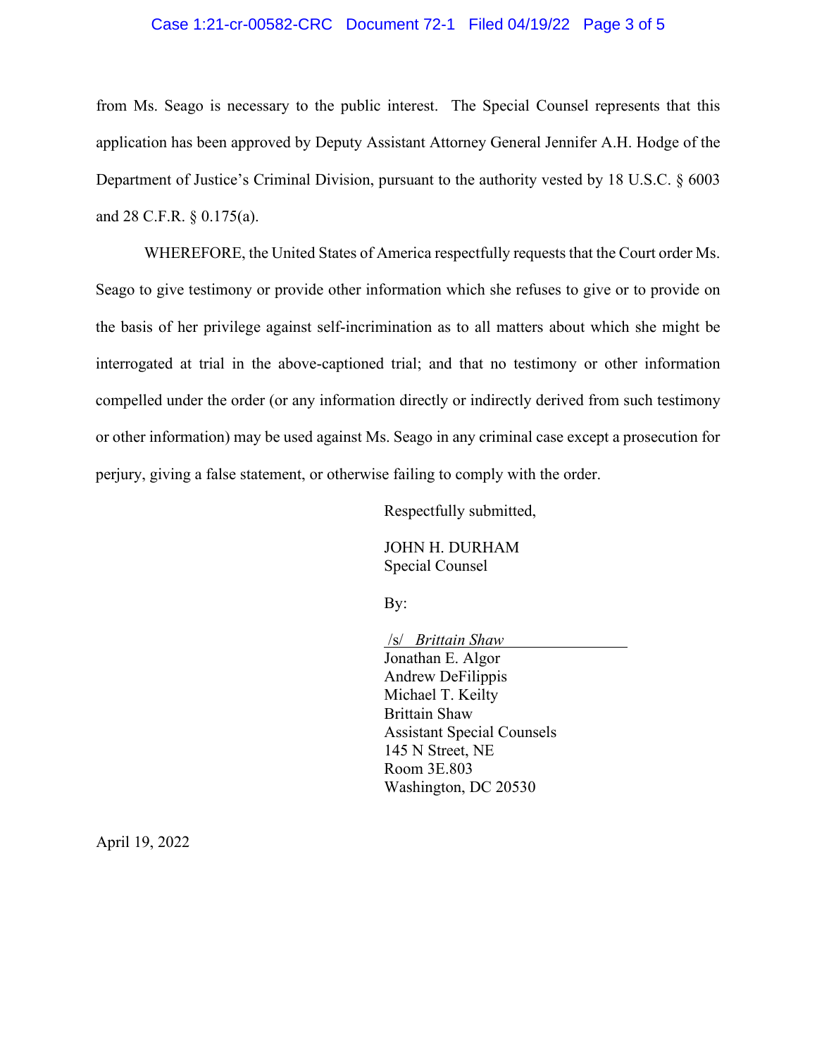from Ms. Seago is necessary to the public interest. The Special Counsel represents that this application has been approved by Deputy Assistant Attorney General Jennifer A.H. Hodge of the Department of Justice's Criminal Division, pursuant to the authority vested by 18 U.S.C. § 6003 and 28 C.F.R. § 0.175(a).

WHEREFORE, the United States of America respectfully requests that the Court order Ms. Seago to give testimony or provide other information which she refuses to give or to provide on the basis of her privilege against self-incrimination as to all matters about which she might be interrogated at trial in the above-captioned trial; and that no testimony or other information compelled under the order (or any information directly or indirectly derived from such testimony or other information) may be used against Ms. Seago in any criminal case except a prosecution for perjury, giving a false statement, or otherwise failing to comply with the order.

Respectfully submitted,

JOHN H. DURHAM
Special Counsel

By:

/s/ *Brittain Shaw*
Jonathan E. Algor
Andrew DeFilippis
Michael T. Keilty
Brittain Shaw
Assistant Special Counsels
145 N Street, NE
Room 3E.803
Washington, DC 20530

April 19, 2022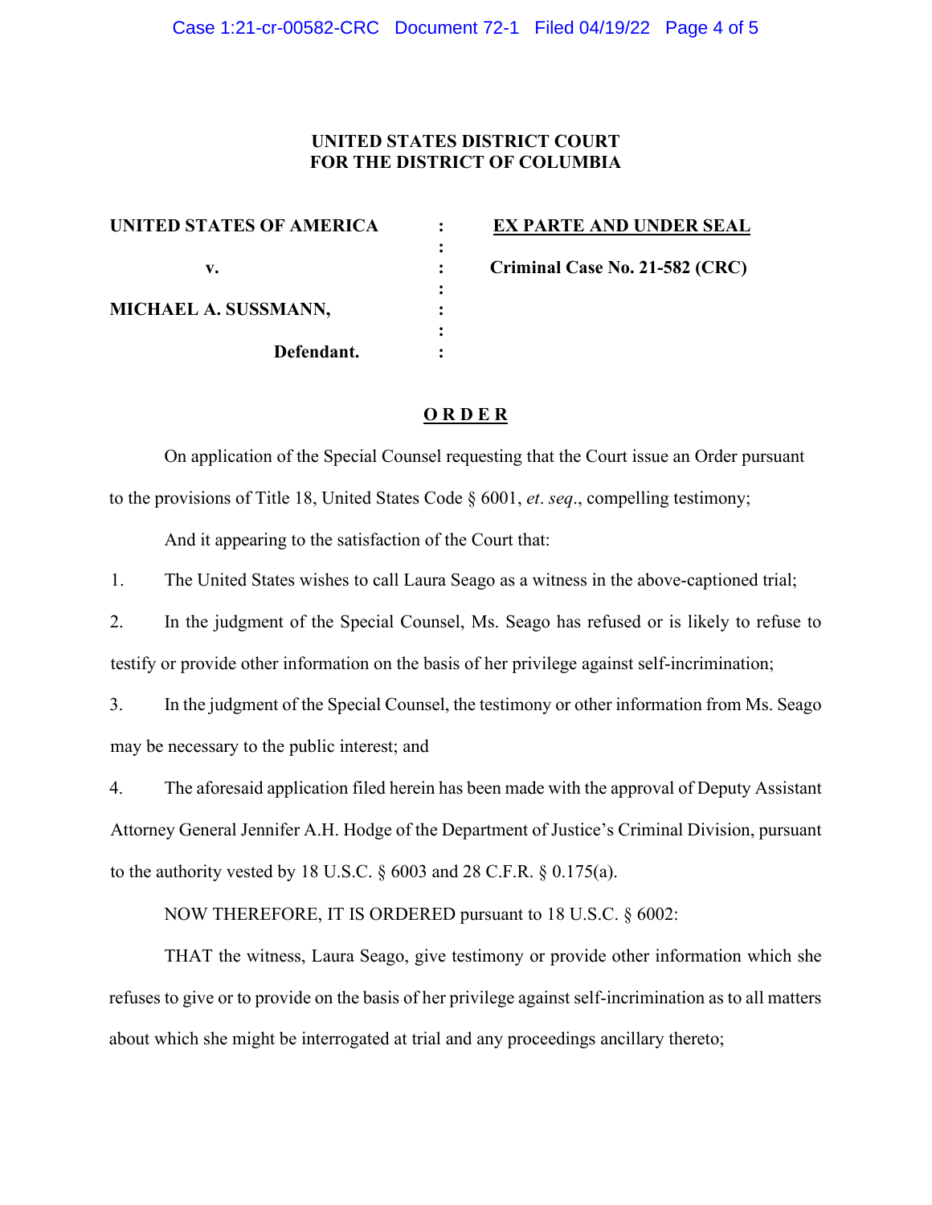**UNITED STATES DISTRICT COURT**
**FOR THE DISTRICT OF COLUMBIA**

| | | |
|---|---|---|
| **UNITED STATES OF AMERICA** | : | **EX PARTE AND UNDER SEAL** |
| | : | |
| **v.** | : | **Criminal Case No. 21-582 (CRC)** |
| | : | |
| **MICHAEL A. SUSSMANN,** | : | |
| | : | |
| **Defendant.** | : | |

**O R D E R**

On application of the Special Counsel requesting that the Court issue an Order pursuant to the provisions of Title 18, United States Code § 6001, *et*. *seq*., compelling testimony;

And it appearing to the satisfaction of the Court that:

1. The United States wishes to call Laura Seago as a witness in the above-captioned trial;

2. In the judgment of the Special Counsel, Ms. Seago has refused or is likely to refuse to testify or provide other information on the basis of her privilege against self-incrimination;

3. In the judgment of the Special Counsel, the testimony or other information from Ms. Seago may be necessary to the public interest; and

4. The aforesaid application filed herein has been made with the approval of Deputy Assistant Attorney General Jennifer A.H. Hodge of the Department of Justice's Criminal Division, pursuant to the authority vested by 18 U.S.C. § 6003 and 28 C.F.R. § 0.175(a).

NOW THEREFORE, IT IS ORDERED pursuant to 18 U.S.C. § 6002:

THAT the witness, Laura Seago, give testimony or provide other information which she refuses to give or to provide on the basis of her privilege against self-incrimination as to all matters about which she might be interrogated at trial and any proceedings ancillary thereto;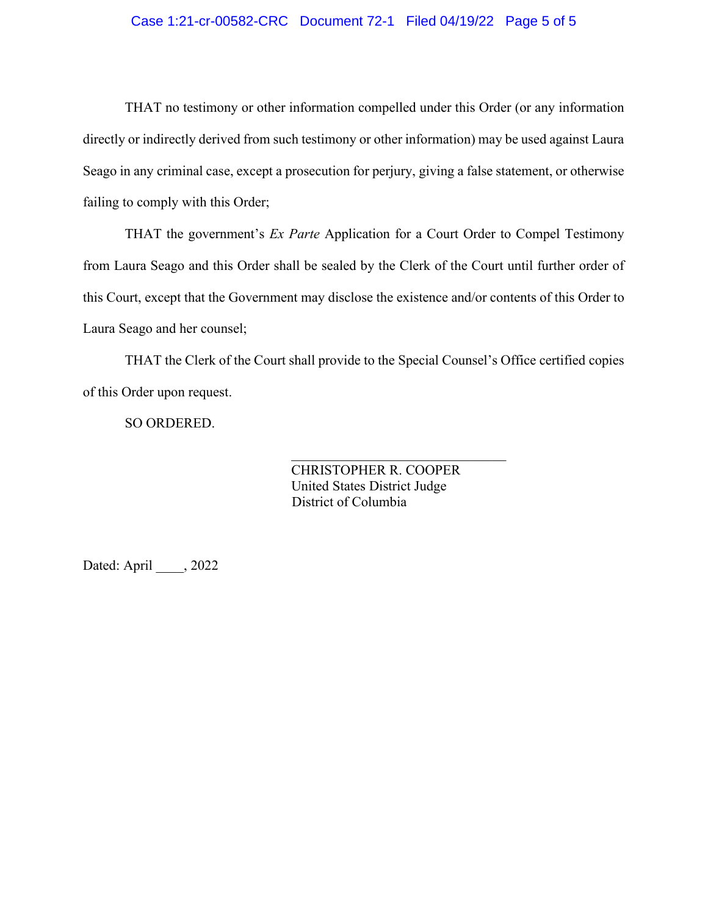THAT no testimony or other information compelled under this Order (or any information directly or indirectly derived from such testimony or other information) may be used against Laura Seago in any criminal case, except a prosecution for perjury, giving a false statement, or otherwise failing to comply with this Order;

THAT the government's *Ex Parte* Application for a Court Order to Compel Testimony from Laura Seago and this Order shall be sealed by the Clerk of the Court until further order of this Court, except that the Government may disclose the existence and/or contents of this Order to Laura Seago and her counsel;

THAT the Clerk of the Court shall provide to the Special Counsel's Office certified copies of this Order upon request.

SO ORDERED.

\_\_\_\_\_\_\_\_\_\_\_\_\_\_\_\_\_\_\_\_\_\_\_\_\_\_\_\_\_\_\_\_
CHRISTOPHER R. COOPER
United States District Judge
District of Columbia

Dated: April \_\_\_\_, 2022